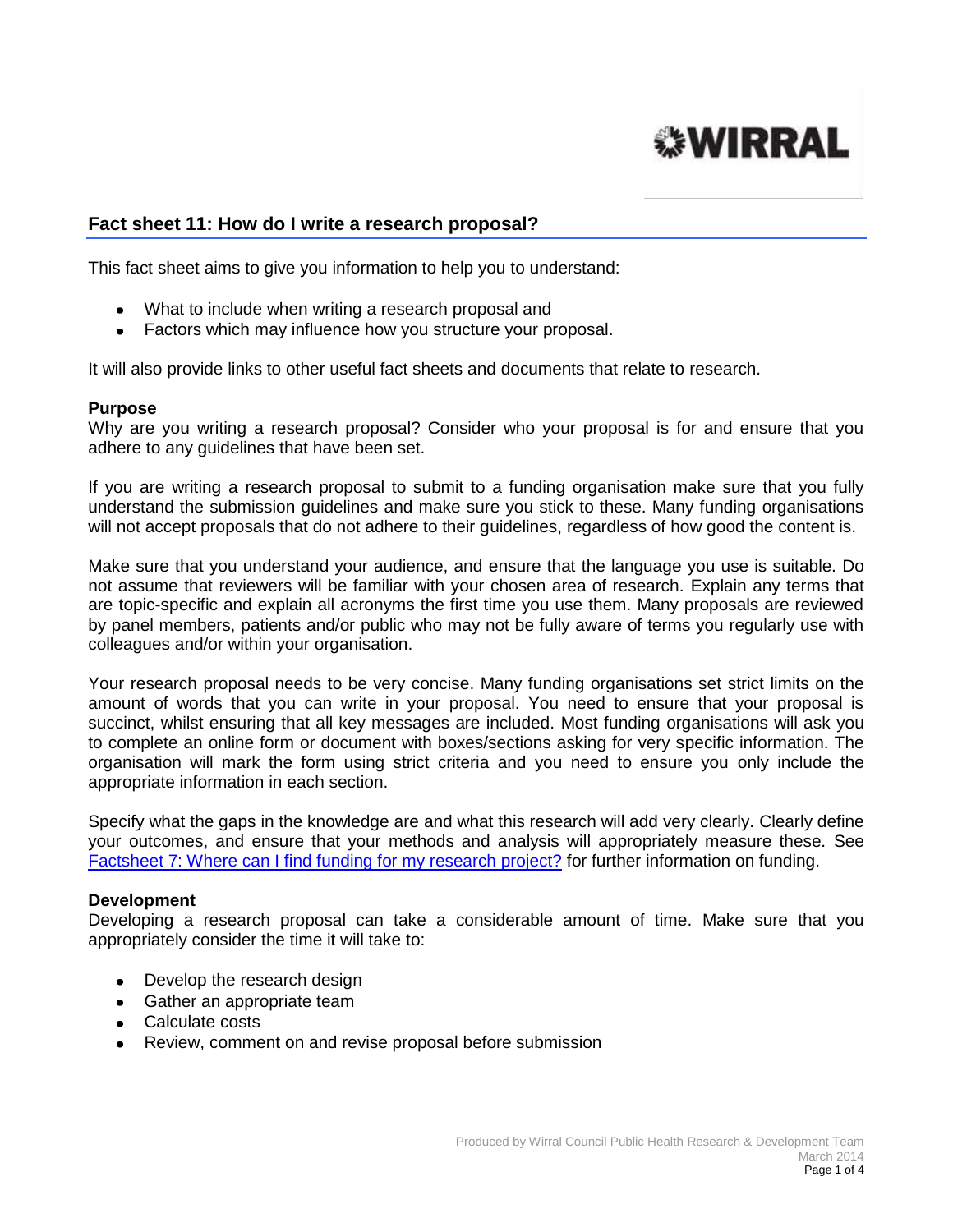# Fact sheet 11: How do I write a research proposal?

This fact sheet aims to give you information to help you to understand:

- What to include when writing a research proposal and
- Factors which may influence how you structure your proposal.

It will also provide links to other useful fact sheets and documents that relate to research.

**Purpose**

Why are you writing a research proposal? Consider who your proposal is for and ensure that you adhere to any guidelines that have been set.

If you are writing a research proposal to submit to a funding organisation make sure that you fully understand the submission guidelines and make sure you stick to these. Many funding organisations will not accept proposals that do not adhere to their guidelines, regardless of how good the content is.

Make sure that you understand your audience, and ensure that the language you use is suitable. Do not assume that reviewers will be familiar with your chosen area of research. Explain any terms that are topic-specific and explain all acronyms the first time you use them. Many proposals are reviewed by panel members, patients and/or public who may not be fully aware of terms you regularly use with colleagues and/or within your organisation.

Your research proposal needs to be very concise. Many funding organisations set strict limits on the amount of words that you can write in your proposal. You need to ensure that your proposal is succinct, whilst ensuring that all key messages are included. Most funding organisations will ask you to complete an online form or document with boxes/sections asking for very specific information. The organisation will mark the form using strict criteria and you need to ensure you only include the appropriate information in each section.

Specify what the gaps in the knowledge are and what this research will add very clearly. Clearly define your outcomes, and ensure that your methods and analysis will appropriately measure these. See Factsheet 7: Where can I find funding for my research project? for further information on funding.

**Development**

Developing a research proposal can take a considerable amount of time. Make sure that you appropriately consider the time it will take to:

- Develop the research design
- Gather an appropriate team
- Calculate costs
- Review, comment on and revise proposal before submission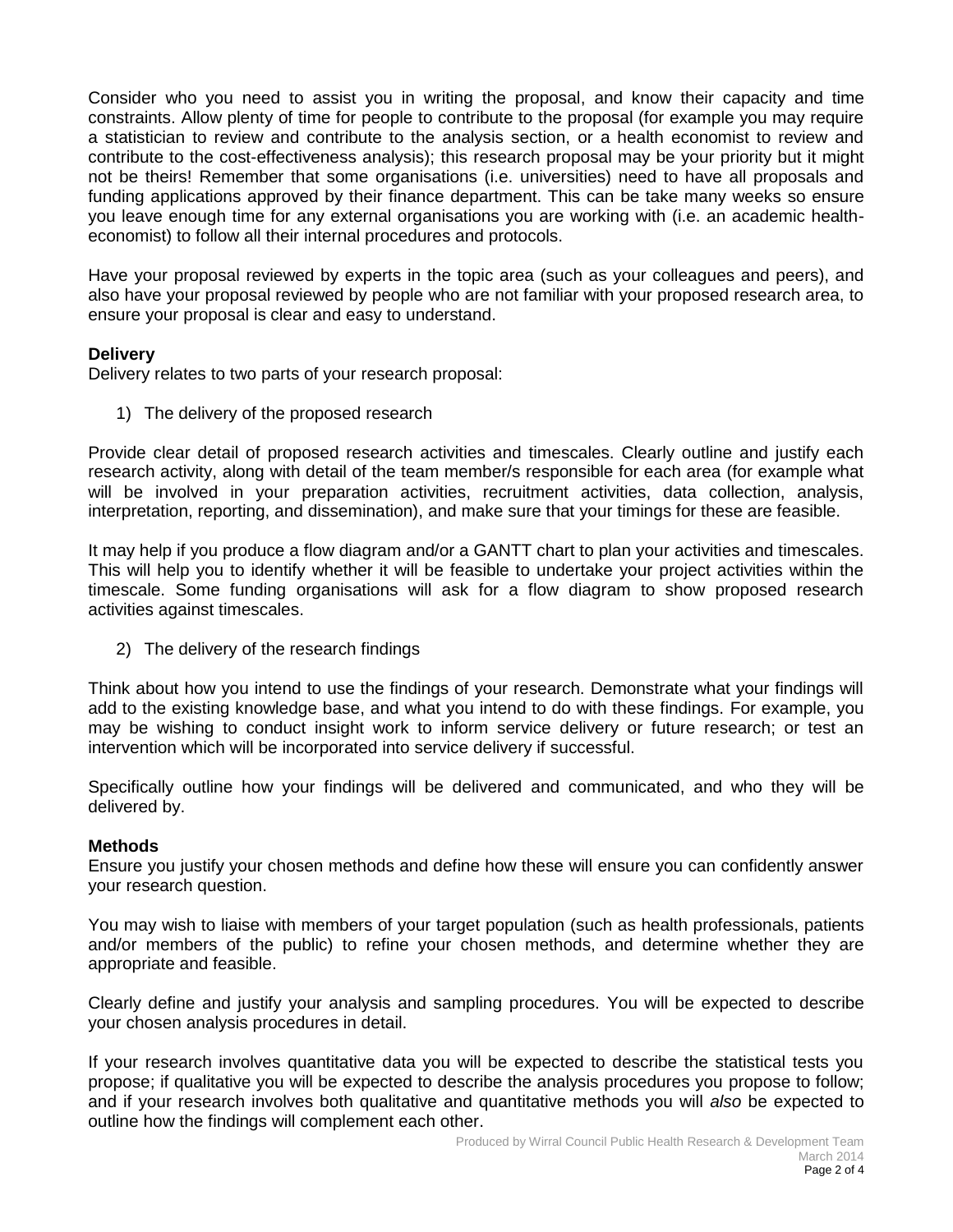Consider who you need to assist you in writing the proposal, and know their capacity and time constraints. Allow plenty of time for people to contribute to the proposal (for example you may require a statistician to review and contribute to the analysis section, or a health economist to review and contribute to the cost-effectiveness analysis); this research proposal may be your priority but it might not be theirs! Remember that some organisations (i.e. universities) need to have all proposals and funding applications approved by their finance department. This can be take many weeks so ensure you leave enough time for any external organisations you are working with (i.e. an academic health-economist) to follow all their internal procedures and protocols.

Have your proposal reviewed by experts in the topic area (such as your colleagues and peers), and also have your proposal reviewed by people who are not familiar with your proposed research area, to ensure your proposal is clear and easy to understand.

**Delivery**

Delivery relates to two parts of your research proposal:

1) The delivery of the proposed research

Provide clear detail of proposed research activities and timescales. Clearly outline and justify each research activity, along with detail of the team member/s responsible for each area (for example what will be involved in your preparation activities, recruitment activities, data collection, analysis, interpretation, reporting, and dissemination), and make sure that your timings for these are feasible.

It may help if you produce a flow diagram and/or a GANTT chart to plan your activities and timescales. This will help you to identify whether it will be feasible to undertake your project activities within the timescale. Some funding organisations will ask for a flow diagram to show proposed research activities against timescales.

2) The delivery of the research findings

Think about how you intend to use the findings of your research. Demonstrate what your findings will add to the existing knowledge base, and what you intend to do with these findings. For example, you may be wishing to conduct insight work to inform service delivery or future research; or test an intervention which will be incorporated into service delivery if successful.

Specifically outline how your findings will be delivered and communicated, and who they will be delivered by.

**Methods**

Ensure you justify your chosen methods and define how these will ensure you can confidently answer your research question.

You may wish to liaise with members of your target population (such as health professionals, patients and/or members of the public) to refine your chosen methods, and determine whether they are appropriate and feasible.

Clearly define and justify your analysis and sampling procedures. You will be expected to describe your chosen analysis procedures in detail.

If your research involves quantitative data you will be expected to describe the statistical tests you propose; if qualitative you will be expected to describe the analysis procedures you propose to follow; and if your research involves both qualitative and quantitative methods you will *also* be expected to outline how the findings will complement each other.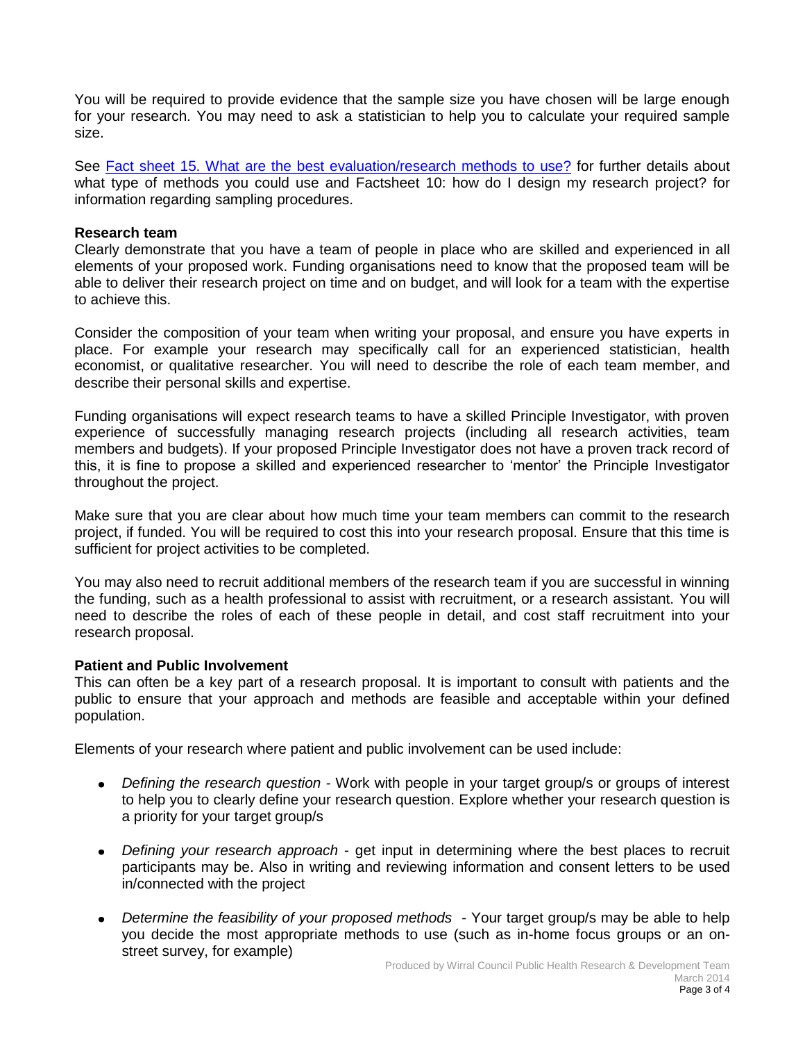You will be required to provide evidence that the sample size you have chosen will be large enough for your research. You may need to ask a statistician to help you to calculate your required sample size.

See [Fact sheet 15. What are the best evaluation/research methods to use?]() for further details about what type of methods you could use and Factsheet 10: how do I design my research project? for information regarding sampling procedures.

**Research team**

Clearly demonstrate that you have a team of people in place who are skilled and experienced in all elements of your proposed work. Funding organisations need to know that the proposed team will be able to deliver their research project on time and on budget, and will look for a team with the expertise to achieve this.

Consider the composition of your team when writing your proposal, and ensure you have experts in place. For example your research may specifically call for an experienced statistician, health economist, or qualitative researcher. You will need to describe the role of each team member, and describe their personal skills and expertise.

Funding organisations will expect research teams to have a skilled Principle Investigator, with proven experience of successfully managing research projects (including all research activities, team members and budgets). If your proposed Principle Investigator does not have a proven track record of this, it is fine to propose a skilled and experienced researcher to 'mentor' the Principle Investigator throughout the project.

Make sure that you are clear about how much time your team members can commit to the research project, if funded. You will be required to cost this into your research proposal. Ensure that this time is sufficient for project activities to be completed.

You may also need to recruit additional members of the research team if you are successful in winning the funding, such as a health professional to assist with recruitment, or a research assistant. You will need to describe the roles of each of these people in detail, and cost staff recruitment into your research proposal.

**Patient and Public Involvement**

This can often be a key part of a research proposal. It is important to consult with patients and the public to ensure that your approach and methods are feasible and acceptable within your defined population.

Elements of your research where patient and public involvement can be used include:

- *Defining the research question* - Work with people in your target group/s or groups of interest to help you to clearly define your research question. Explore whether your research question is a priority for your target group/s
- *Defining your research approach* - get input in determining where the best places to recruit participants may be. Also in writing and reviewing information and consent letters to be used in/connected with the project
- *Determine the feasibility of your proposed methods* - Your target group/s may be able to help you decide the most appropriate methods to use (such as in-home focus groups or an on-street survey, for example)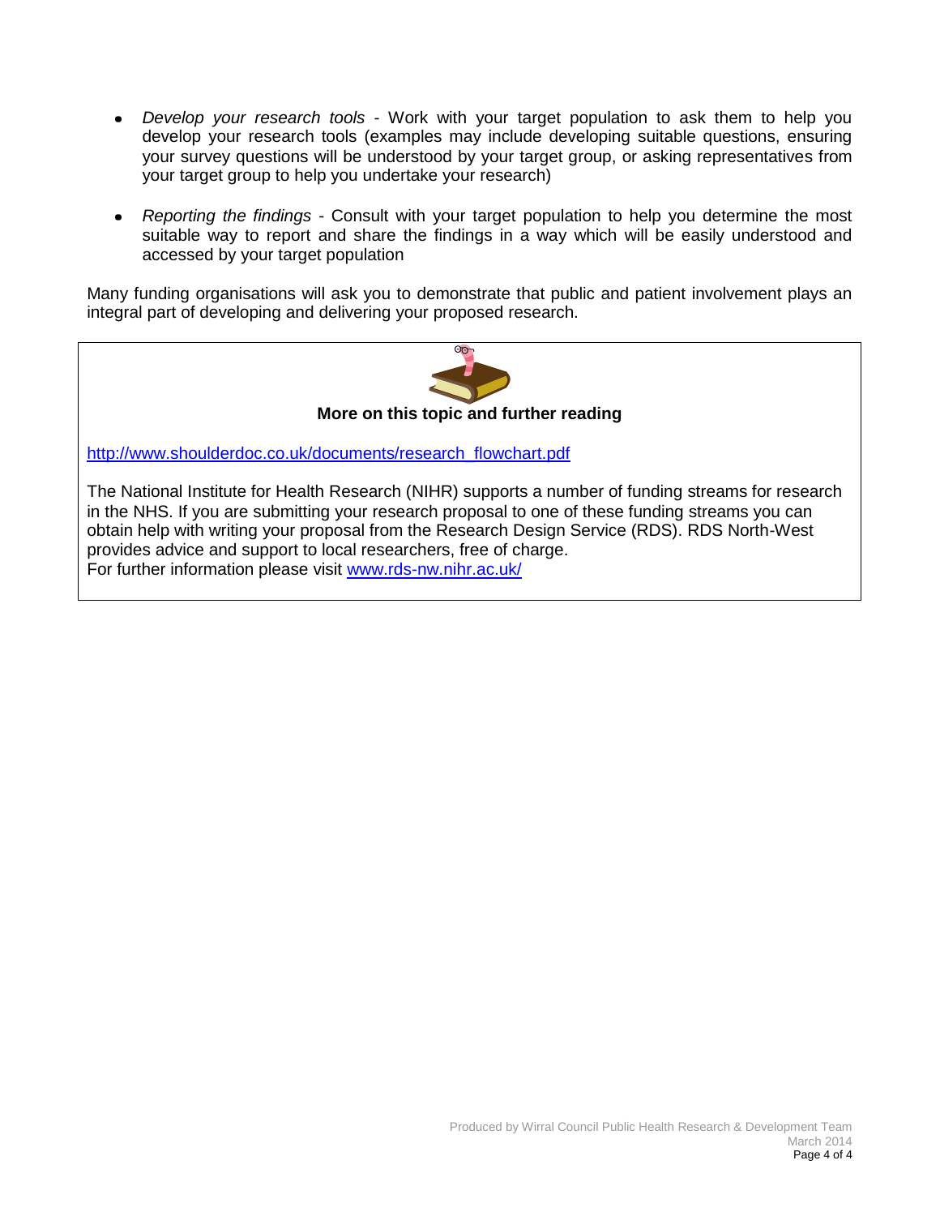- *Develop your research tools* - Work with your target population to ask them to help you develop your research tools (examples may include developing suitable questions, ensuring your survey questions will be understood by your target group, or asking representatives from your target group to help you undertake your research)

- *Reporting the findings* - Consult with your target population to help you determine the most suitable way to report and share the findings in a way which will be easily understood and accessed by your target population

Many funding organisations will ask you to demonstrate that public and patient involvement plays an integral part of developing and delivering your proposed research.

**More on this topic and further reading**

http://www.shoulderdoc.co.uk/documents/research_flowchart.pdf

The National Institute for Health Research (NIHR) supports a number of funding streams for research in the NHS. If you are submitting your research proposal to one of these funding streams you can obtain help with writing your proposal from the Research Design Service (RDS). RDS North-West provides advice and support to local researchers, free of charge.
For further information please visit www.rds-nw.nihr.ac.uk/

Produced by Wirral Council Public Health Research & Development Team
March 2014